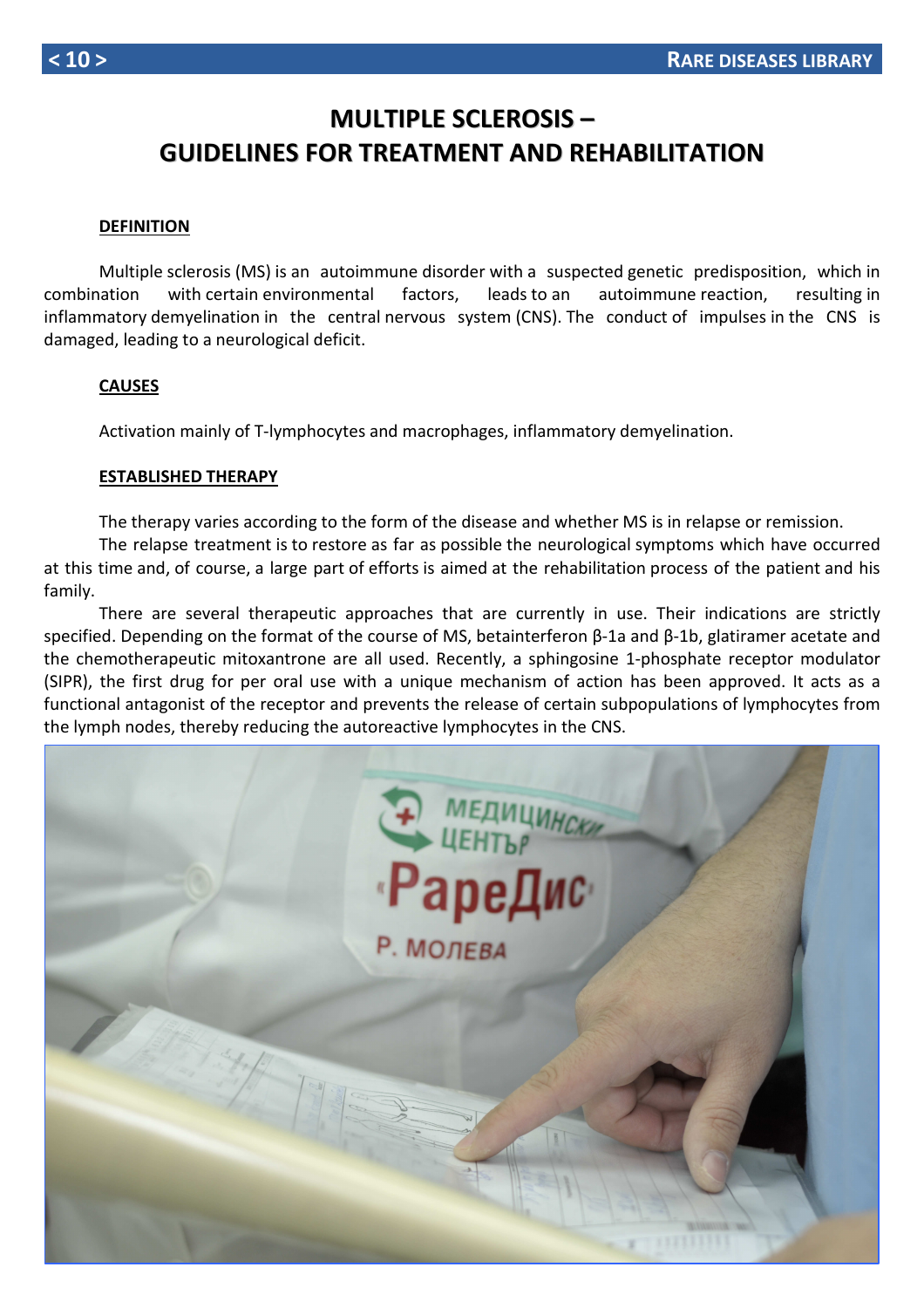# MULTIPLE SCLEROSIS – GUIDELINES FOR TREATMENT AND REHABILITATION

## DEFINITION

Multiple sclerosis (MS) is an autoimmune disorder with a suspected genetic predisposition, which in combination with certain environmental factors, leads to an autoimmune reaction, resulting in inflammatory demyelination in the central nervous system (CNS). The conduct of impulses in the CNS is damaged, leading to a neurological deficit.

## CAUSES

Activation mainly of T-lymphocytes and macrophages, inflammatory demyelination.

## ESTABLISHED THERAPY

The therapy varies according to the form of the disease and whether MS is in relapse or remission.

The relapse treatment is to restore as far as possible the neurological symptoms which have occurred at this time and, of course, a large part of efforts is aimed at the rehabilitation process of the patient and his family.

There are several therapeutic approaches that are currently in use. Their indications are strictly specified. Depending on the format of the course of MS, betainterferon β-1a and β-1b, glatiramer acetate and the chemotherapeutic mitoxantrone are all used. Recently, a sphingosine 1-phosphate receptor modulator (SIPR), the first drug for per oral use with a unique mechanism of action has been approved. It acts as a functional antagonist of the receptor and prevents the release of certain subpopulations of lymphocytes from the lymph nodes, thereby reducing the autoreactive lymphocytes in the CNS.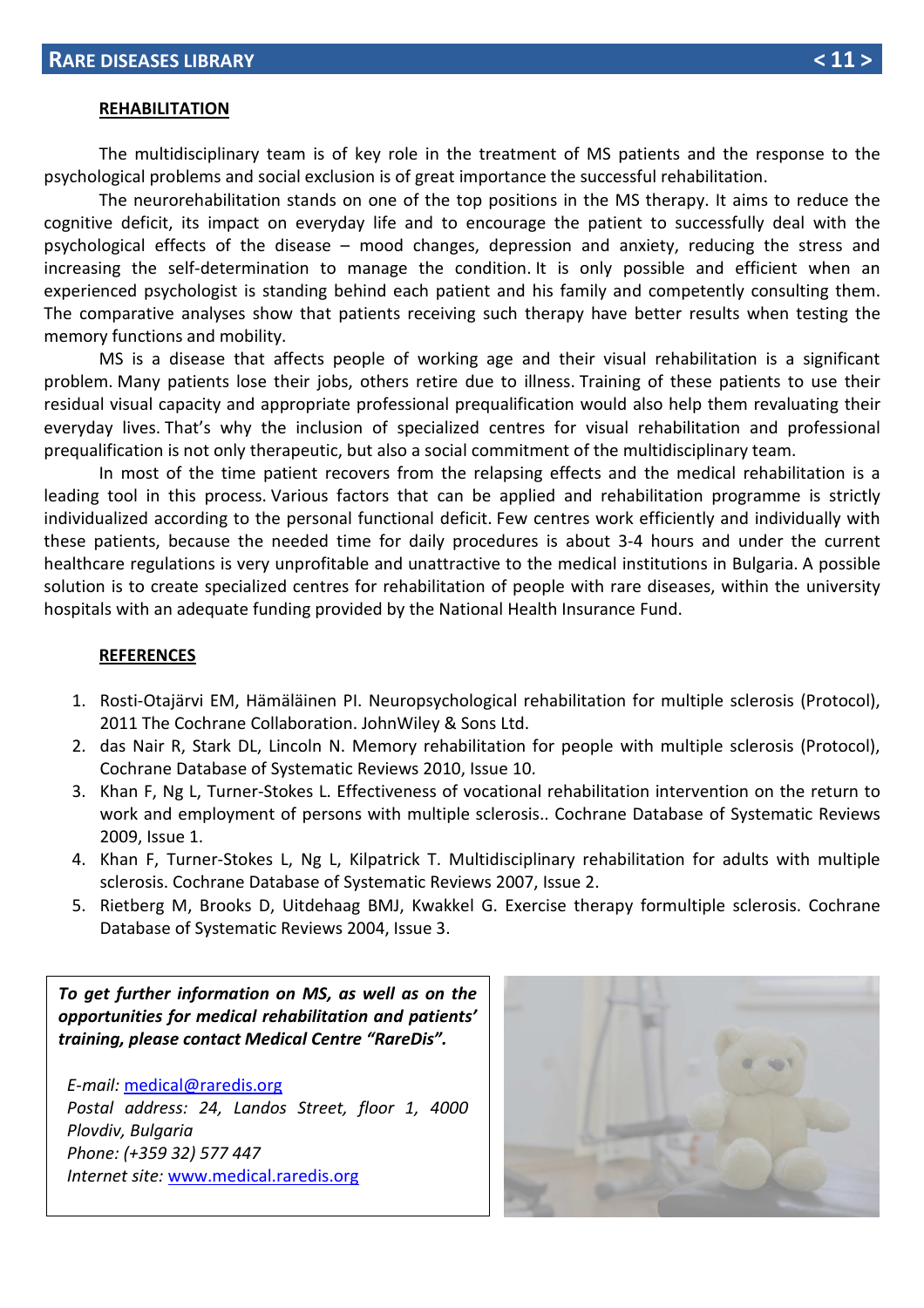## REHABILITATION

The multidisciplinary team is of key role in the treatment of MS patients and the response to the psychological problems and social exclusion is of great importance the successful rehabilitation.

The neurorehabilitation stands on one of the top positions in the MS therapy. It aims to reduce the cognitive deficit, its impact on everyday life and to encourage the patient to successfully deal with the psychological effects of the disease – mood changes, depression and anxiety, reducing the stress and increasing the self-determination to manage the condition. It is only possible and efficient when an experienced psychologist is standing behind each patient and his family and competently consulting them. The comparative analyses show that patients receiving such therapy have better results when testing the memory functions and mobility.

MS is a disease that affects people of working age and their visual rehabilitation is a significant problem. Many patients lose their jobs, others retire due to illness. Training of these patients to use their residual visual capacity and appropriate professional prequalification would also help them revaluating their everyday lives. That's why the inclusion of specialized centres for visual rehabilitation and professional prequalification is not only therapeutic, but also a social commitment of the multidisciplinary team.

In most of the time patient recovers from the relapsing effects and the medical rehabilitation is a leading tool in this process. Various factors that can be applied and rehabilitation programme is strictly individualized according to the personal functional deficit. Few centres work efficiently and individually with these patients, because the needed time for daily procedures is about 3-4 hours and under the current healthcare regulations is very unprofitable and unattractive to the medical institutions in Bulgaria. A possible solution is to create specialized centres for rehabilitation of people with rare diseases, within the university hospitals with an adequate funding provided by the National Health Insurance Fund.

## REFERENCES

1. Rosti-Otajärvi EM, Hämäläinen PI. Neuropsychological rehabilitation for multiple sclerosis (Protocol), 2011 The Cochrane Collaboration. JohnWiley & Sons Ltd.
2. das Nair R, Stark DL, Lincoln N. Memory rehabilitation for people with multiple sclerosis (Protocol), Cochrane Database of Systematic Reviews 2010, Issue 10.
3. Khan F, Ng L, Turner-Stokes L. Effectiveness of vocational rehabilitation intervention on the return to work and employment of persons with multiple sclerosis.. Cochrane Database of Systematic Reviews 2009, Issue 1.
4. Khan F, Turner-Stokes L, Ng L, Kilpatrick T. Multidisciplinary rehabilitation for adults with multiple sclerosis. Cochrane Database of Systematic Reviews 2007, Issue 2.
5. Rietberg M, Brooks D, Uitdehaag BMJ, Kwakkel G. Exercise therapy formultiple sclerosis. Cochrane Database of Systematic Reviews 2004, Issue 3.

***To get further information on MS, as well as on the opportunities for medical rehabilitation and patients' training, please contact Medical Centre "RareDis".***

*E-mail:* medical@raredis.org
*Postal address: 24, Landos Street, floor 1, 4000 Plovdiv, Bulgaria*
*Phone: (+359 32) 577 447*
*Internet site:* www.medical.raredis.org